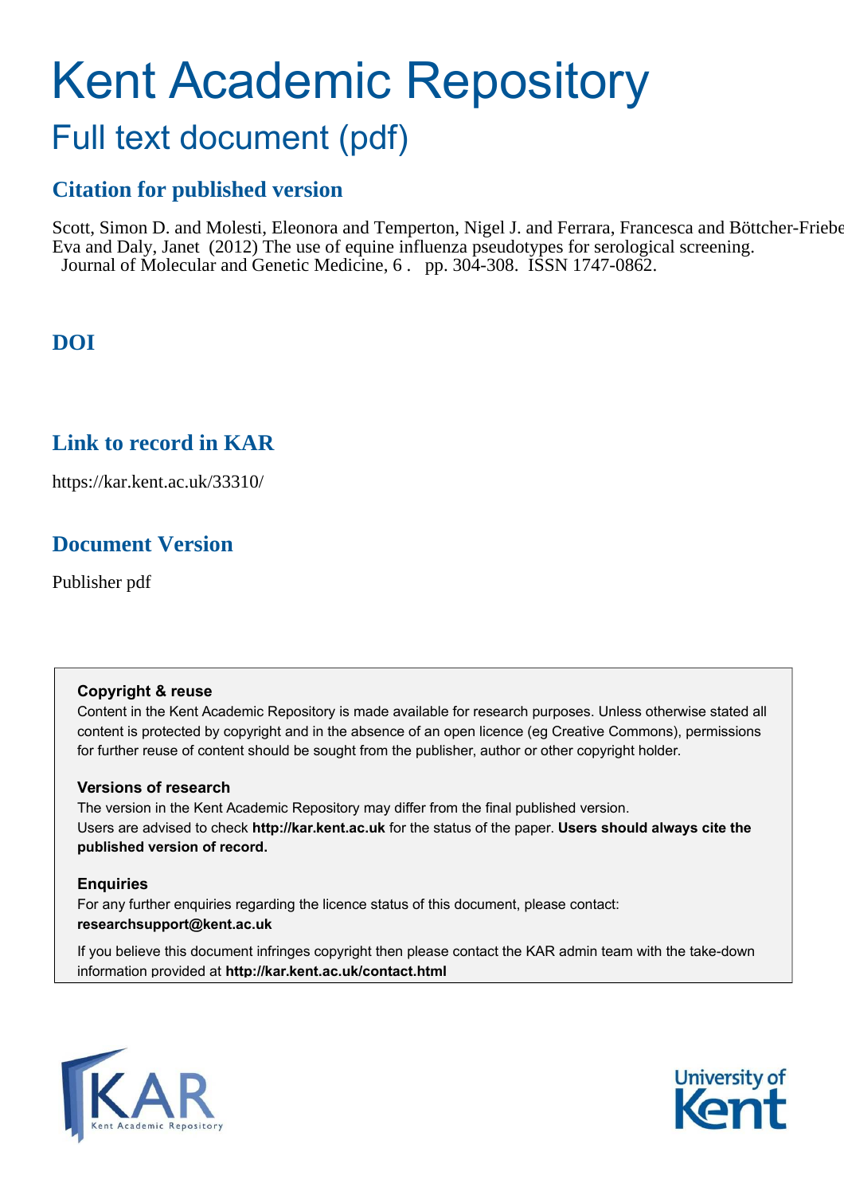# Kent Academic Repository

## Full text document (pdf)

### Citation for published version

Scott, Simon D. and Molesti, Eleonora and Temperton, Nigel J. and Ferrara, Francesca and Böttcher-Friebe Eva and Daly, Janet (2012) The use of equine influenza pseudotypes for serological screening. Journal of Molecular and Genetic Medicine, 6 . pp. 304-308. ISSN 1747-0862.

### DOI

### Link to record in KAR

https://kar.kent.ac.uk/33310/

### Document Version

Publisher pdf

**Copyright & reuse**

Content in the Kent Academic Repository is made available for research purposes. Unless otherwise stated all content is protected by copyright and in the absence of an open licence (eg Creative Commons), permissions for further reuse of content should be sought from the publisher, author or other copyright holder.

**Versions of research**

The version in the Kent Academic Repository may differ from the final published version. Users are advised to check **http://kar.kent.ac.uk** for the status of the paper. **Users should always cite the published version of record.**

**Enquiries**

For any further enquiries regarding the licence status of this document, please contact: **researchsupport@kent.ac.uk**

If you believe this document infringes copyright then please contact the KAR admin team with the take-down information provided at **http://kar.kent.ac.uk/contact.html**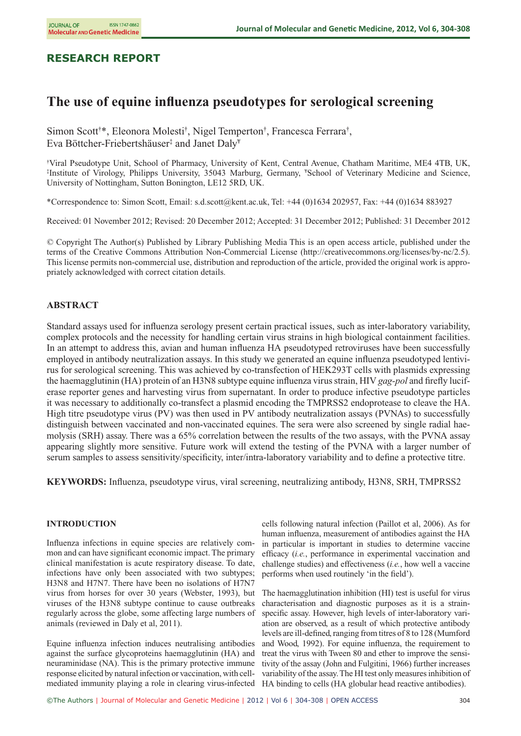## RESEARCH REPORT

# The use of equine influenza pseudotypes for serological screening

Simon Scott[†]*, Eleonora Molesti[†], Nigel Temperton[†], Francesca Ferrara[†], Eva Böttcher-Friebertshäuser[‡] and Janet Daly[¥]

[†]Viral Pseudotype Unit, School of Pharmacy, University of Kent, Central Avenue, Chatham Maritime, ME4 4TB, UK, [‡]Institute of Virology, Philipps University, 35043 Marburg, Germany, [¥]School of Veterinary Medicine and Science, University of Nottingham, Sutton Bonington, LE12 5RD, UK.

*Correspondence to: Simon Scott, Email: s.d.scott@kent.ac.uk, Tel: +44 (0)1634 202957, Fax: +44 (0)1634 883927

Received: 01 November 2012; Revised: 20 December 2012; Accepted: 31 December 2012; Published: 31 December 2012

© Copyright The Author(s) Published by Library Publishing Media This is an open access article, published under the terms of the Creative Commons Attribution Non-Commercial License (http://creativecommons.org/licenses/by-nc/2.5). This license permits non-commercial use, distribution and reproduction of the article, provided the original work is appropriately acknowledged with correct citation details.

## ABSTRACT

Standard assays used for influenza serology present certain practical issues, such as inter-laboratory variability, complex protocols and the necessity for handling certain virus strains in high biological containment facilities. In an attempt to address this, avian and human influenza HA pseudotyped retroviruses have been successfully employed in antibody neutralization assays. In this study we generated an equine influenza pseudotyped lentivirus for serological screening. This was achieved by co-transfection of HEK293T cells with plasmids expressing the haemagglutinin (HA) protein of an H3N8 subtype equine influenza virus strain, HIV *gag-pol* and firefly luciferase reporter genes and harvesting virus from supernatant. In order to produce infective pseudotype particles it was necessary to additionally co-transfect a plasmid encoding the TMPRSS2 endoprotease to cleave the HA. High titre pseudotype virus (PV) was then used in PV antibody neutralization assays (PVNAs) to successfully distinguish between vaccinated and non-vaccinated equines. The sera were also screened by single radial haemolysis (SRH) assay. There was a 65% correlation between the results of the two assays, with the PVNA assay appearing slightly more sensitive. Future work will extend the testing of the PVNA with a larger number of serum samples to assess sensitivity/specificity, inter/intra-laboratory variability and to define a protective titre.

**KEYWORDS:** Influenza, pseudotype virus, viral screening, neutralizing antibody, H3N8, SRH, TMPRSS2

## INTRODUCTION

Influenza infections in equine species are relatively common and can have significant economic impact. The primary clinical manifestation is acute respiratory disease. To date, infections have only been associated with two subtypes; H3N8 and H7N7. There have been no isolations of H7N7 virus from horses for over 30 years (Webster, 1993), but viruses of the H3N8 subtype continue to cause outbreaks regularly across the globe, some affecting large numbers of animals (reviewed in Daly et al, 2011).

Equine influenza infection induces neutralising antibodies against the surface glycoproteins haemagglutinin (HA) and neuraminidase (NA). This is the primary protective immune response elicited by natural infection or vaccination, with cell-mediated immunity playing a role in clearing virus-infected cells following natural infection (Paillot et al, 2006). As for human influenza, measurement of antibodies against the HA in particular is important in studies to determine vaccine efficacy (*i.e.*, performance in experimental vaccination and challenge studies) and effectiveness (*i.e.*, how well a vaccine performs when used routinely 'in the field').

The haemagglutination inhibition (HI) test is useful for virus characterisation and diagnostic purposes as it is a strain-specific assay. However, high levels of inter-laboratory variation are observed, as a result of which protective antibody levels are ill-defined, ranging from titres of 8 to 128 (Mumford and Wood, 1992). For equine influenza, the requirement to treat the virus with Tween 80 and ether to improve the sensitivity of the assay (John and Fulgitini, 1966) further increases variability of the assay. The HI test only measures inhibition of HA binding to cells (HA globular head reactive antibodies).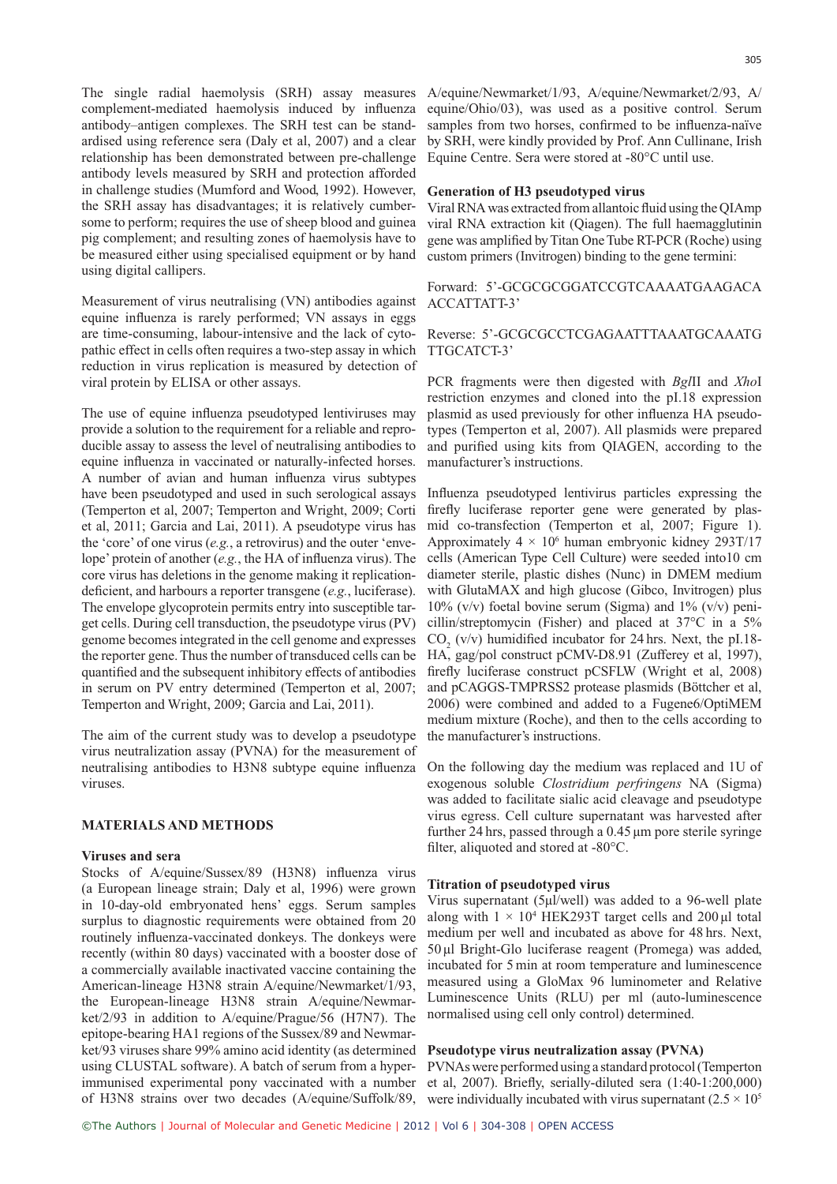The single radial haemolysis (SRH) assay measures complement-mediated haemolysis induced by influenza antibody–antigen complexes. The SRH test can be standardised using reference sera (Daly et al, 2007) and a clear relationship has been demonstrated between pre-challenge antibody levels measured by SRH and protection afforded in challenge studies (Mumford and Wood, 1992). However, the SRH assay has disadvantages; it is relatively cumbersome to perform; requires the use of sheep blood and guinea pig complement; and resulting zones of haemolysis have to be measured either using specialised equipment or by hand using digital callipers.

Measurement of virus neutralising (VN) antibodies against equine influenza is rarely performed; VN assays in eggs are time-consuming, labour-intensive and the lack of cytopathic effect in cells often requires a two-step assay in which reduction in virus replication is measured by detection of viral protein by ELISA or other assays.

The use of equine influenza pseudotyped lentiviruses may provide a solution to the requirement for a reliable and reproducible assay to assess the level of neutralising antibodies to equine influenza in vaccinated or naturally-infected horses. A number of avian and human influenza virus subtypes have been pseudotyped and used in such serological assays (Temperton et al, 2007; Temperton and Wright, 2009; Corti et al, 2011; Garcia and Lai, 2011). A pseudotype virus has the 'core' of one virus (*e.g.*, a retrovirus) and the outer 'envelope' protein of another (*e.g.*, the HA of influenza virus). The core virus has deletions in the genome making it replication-deficient, and harbours a reporter transgene (*e.g.*, luciferase). The envelope glycoprotein permits entry into susceptible target cells. During cell transduction, the pseudotype virus (PV) genome becomes integrated in the cell genome and expresses the reporter gene. Thus the number of transduced cells can be quantified and the subsequent inhibitory effects of antibodies in serum on PV entry determined (Temperton et al, 2007; Temperton and Wright, 2009; Garcia and Lai, 2011).

The aim of the current study was to develop a pseudotype virus neutralization assay (PVNA) for the measurement of neutralising antibodies to H3N8 subtype equine influenza viruses.

## MATERIALS AND METHODS

### Viruses and sera

Stocks of A/equine/Sussex/89 (H3N8) influenza virus (a European lineage strain; Daly et al, 1996) were grown in 10-day-old embryonated hens' eggs. Serum samples surplus to diagnostic requirements were obtained from 20 routinely influenza-vaccinated donkeys. The donkeys were recently (within 80 days) vaccinated with a booster dose of a commercially available inactivated vaccine containing the American-lineage H3N8 strain A/equine/Newmarket/1/93, the European-lineage H3N8 strain A/equine/Newmarket/2/93 in addition to A/equine/Prague/56 (H7N7). The epitope-bearing HA1 regions of the Sussex/89 and Newmarket/93 viruses share 99% amino acid identity (as determined using CLUSTAL software). A batch of serum from a hyper-immunised experimental pony vaccinated with a number of H3N8 strains over two decades (A/equine/Suffolk/89, A/equine/Newmarket/1/93, A/equine/Newmarket/2/93, A/equine/Ohio/03), was used as a positive control. Serum samples from two horses, confirmed to be influenza-naïve by SRH, were kindly provided by Prof. Ann Cullinane, Irish Equine Centre. Sera were stored at -80°C until use.

### Generation of H3 pseudotyped virus

Viral RNA was extracted from allantoic fluid using the QIAmp viral RNA extraction kit (Qiagen). The full haemagglutinin gene was amplified by Titan One Tube RT-PCR (Roche) using custom primers (Invitrogen) binding to the gene termini:

Forward: 5'-GCGCGCGGATCCGTCAAAATGAAGACA ACCATTATT-3'

Reverse: 5'-GCGCGCCTCGAGAATTTAAATGCAAATG TTGCATCT-3'

PCR fragments were then digested with *Bgl*II and *Xho*I restriction enzymes and cloned into the pI.18 expression plasmid as used previously for other influenza HA pseudotypes (Temperton et al, 2007). All plasmids were prepared and purified using kits from QIAGEN, according to the manufacturer's instructions.

Influenza pseudotyped lentivirus particles expressing the firefly luciferase reporter gene were generated by plasmid co-transfection (Temperton et al, 2007; Figure 1). Approximately $4 \times 10^6$ human embryonic kidney 293T/17 cells (American Type Cell Culture) were seeded into10 cm diameter sterile, plastic dishes (Nunc) in DMEM medium with GlutaMAX and high glucose (Gibco, Invitrogen) plus 10% (v/v) foetal bovine serum (Sigma) and 1% (v/v) penicillin/streptomycin (Fisher) and placed at 37°C in a 5% $CO_2$ (v/v) humidified incubator for 24 hrs. Next, the pI.18-HA, gag/pol construct pCMV-D8.91 (Zufferey et al, 1997), firefly luciferase construct pCSFLW (Wright et al, 2008) and pCAGGS-TMPRSS2 protease plasmids (Böttcher et al, 2006) were combined and added to a Fugene6/OptiMEM medium mixture (Roche), and then to the cells according to the manufacturer's instructions.

On the following day the medium was replaced and 1U of exogenous soluble *Clostridium perfringens* NA (Sigma) was added to facilitate sialic acid cleavage and pseudotype virus egress. Cell culture supernatant was harvested after further 24 hrs, passed through a 0.45 µm pore sterile syringe filter, aliquoted and stored at -80°C.

### Titration of pseudotyped virus

Virus supernatant (5µl/well) was added to a 96-well plate along with $1 \times 10^4$ HEK293T target cells and 200 µl total medium per well and incubated as above for 48 hrs. Next, 50 µl Bright-Glo luciferase reagent (Promega) was added, incubated for 5 min at room temperature and luminescence measured using a GloMax 96 luminometer and Relative Luminescence Units (RLU) per ml (auto-luminescence normalised using cell only control) determined.

### Pseudotype virus neutralization assay (PVNA)

PVNAs were performed using a standard protocol (Temperton et al, 2007). Briefly, serially-diluted sera (1:40-1:200,000) were individually incubated with virus supernatant ($2.5 \times 10^5$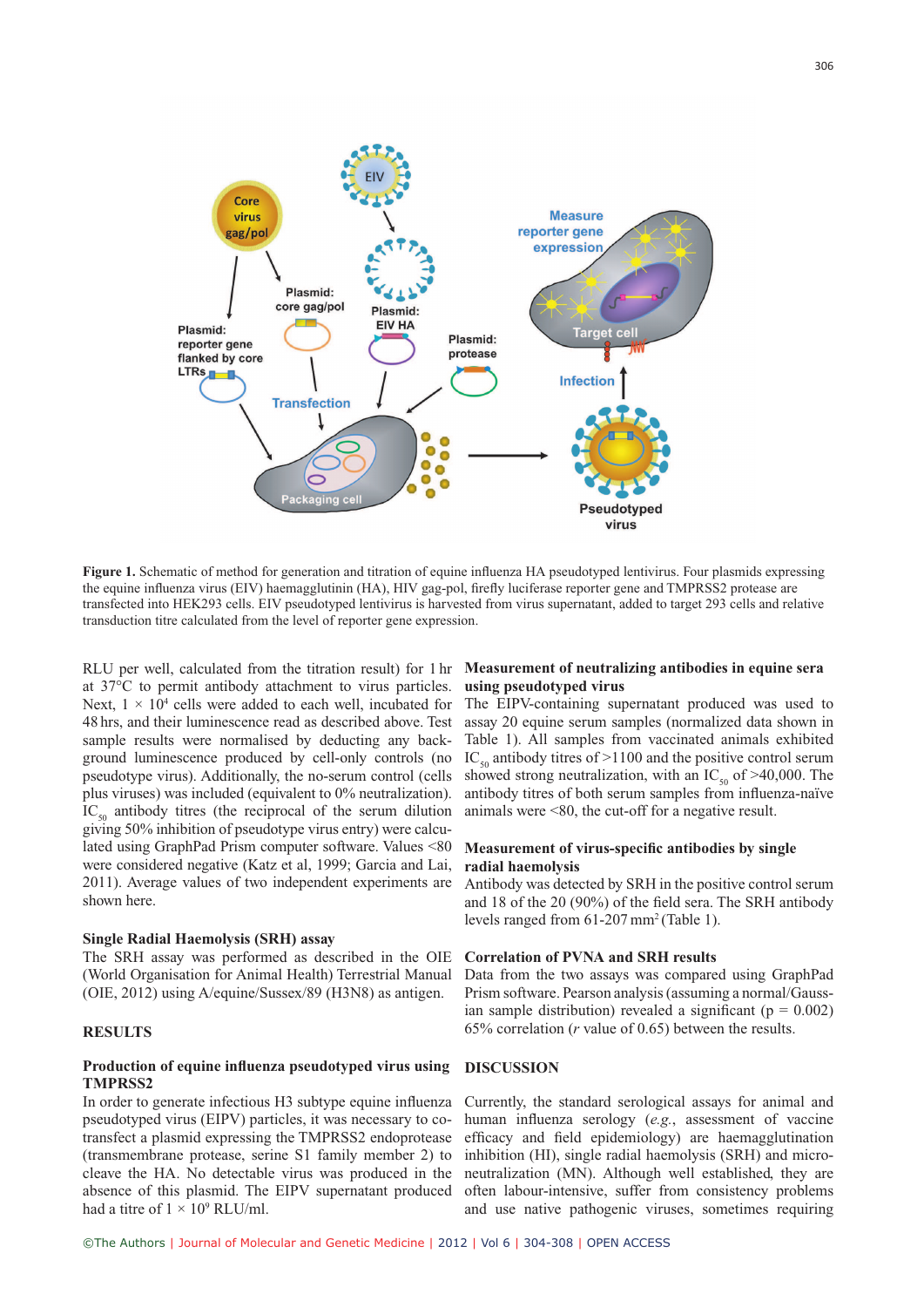**Figure 1.** Schematic of method for generation and titration of equine influenza HA pseudotyped lentivirus. Four plasmids expressing the equine influenza virus (EIV) haemagglutinin (HA), HIV gag-pol, firefly luciferase reporter gene and TMPRSS2 protease are transfected into HEK293 cells. EIV pseudotyped lentivirus is harvested from virus supernatant, added to target 293 cells and relative transduction titre calculated from the level of reporter gene expression.

RLU per well, calculated from the titration result) for 1 hr at 37°C to permit antibody attachment to virus particles. Next, $1 \times 10^4$ cells were added to each well, incubated for 48 hrs, and their luminescence read as described above. Test sample results were normalised by deducting any background luminescence produced by cell-only controls (no pseudotype virus). Additionally, the no-serum control (cells plus viruses) was included (equivalent to 0% neutralization). $IC_{50}$ antibody titres (the reciprocal of the serum dilution giving 50% inhibition of pseudotype virus entry) were calculated using GraphPad Prism computer software. Values <80 were considered negative (Katz et al, 1999; Garcia and Lai, 2011). Average values of two independent experiments are shown here.

### Single Radial Haemolysis (SRH) assay

The SRH assay was performed as described in the OIE (World Organisation for Animal Health) Terrestrial Manual (OIE, 2012) using A/equine/Sussex/89 (H3N8) as antigen.

## RESULTS

### Production of equine influenza pseudotyped virus using TMPRSS2

In order to generate infectious H3 subtype equine influenza pseudotyped virus (EIPV) particles, it was necessary to co-transfect a plasmid expressing the TMPRSS2 endoprotease (transmembrane protease, serine S1 family member 2) to cleave the HA. No detectable virus was produced in the absence of this plasmid. The EIPV supernatant produced had a titre of $1 \times 10^9$ RLU/ml.

### Measurement of neutralizing antibodies in equine sera using pseudotyped virus

The EIPV-containing supernatant produced was used to assay 20 equine serum samples (normalized data shown in Table 1). All samples from vaccinated animals exhibited $IC_{50}$ antibody titres of >1100 and the positive control serum showed strong neutralization, with an $IC_{50}$ of >40,000. The antibody titres of both serum samples from influenza-naïve animals were <80, the cut-off for a negative result.

### Measurement of virus-specific antibodies by single radial haemolysis

Antibody was detected by SRH in the positive control serum and 18 of the 20 (90%) of the field sera. The SRH antibody levels ranged from 61-207 $mm^2$ (Table 1).

### Correlation of PVNA and SRH results

Data from the two assays was compared using GraphPad Prism software. Pearson analysis (assuming a normal/Gaussian sample distribution) revealed a significant ($p = 0.002$) 65% correlation ($r$ value of 0.65) between the results.

## DISCUSSION

Currently, the standard serological assays for animal and human influenza serology (*e.g.*, assessment of vaccine efficacy and field epidemiology) are haemagglutination inhibition (HI), single radial haemolysis (SRH) and microneutralization (MN). Although well established, they are often labour-intensive, suffer from consistency problems and use native pathogenic viruses, sometimes requiring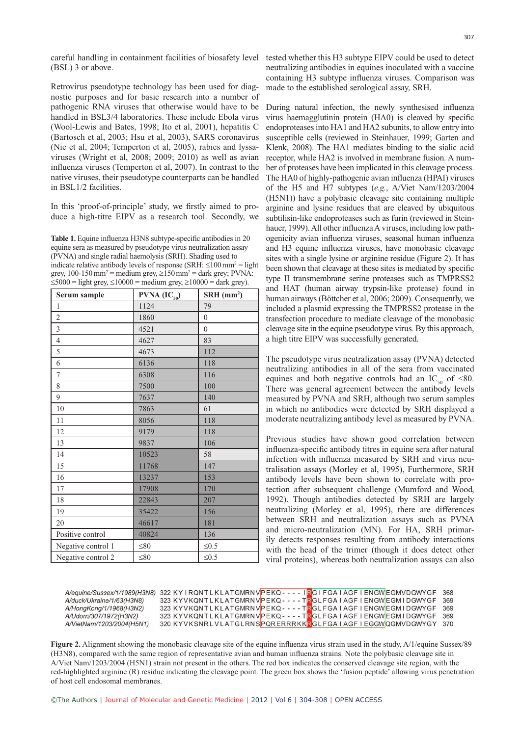careful handling in containment facilities of biosafety level (BSL) 3 or above.

Retrovirus pseudotype technology has been used for diagnostic purposes and for basic research into a number of pathogenic RNA viruses that otherwise would have to be handled in BSL3/4 laboratories. These include Ebola virus (Wool-Lewis and Bates, 1998; Ito et al, 2001), hepatitis C (Bartosch et al, 2003; Hsu et al, 2003), SARS coronavirus (Nie et al, 2004; Temperton et al, 2005), rabies and lyssaviruses (Wright et al, 2008; 2009; 2010) as well as avian influenza viruses (Temperton et al, 2007). In contrast to the native viruses, their pseudotype counterparts can be handled in BSL1/2 facilities.

In this 'proof-of-principle' study, we firstly aimed to produce a high-titre EIPV as a research tool. Secondly, we tested whether this H3 subtype EIPV could be used to detect neutralizing antibodies in equines inoculated with a vaccine containing H3 subtype influenza viruses. Comparison was made to the established serological assay, SRH.

**Table 1.** Equine influenza H3N8 subtype-specific antibodies in 20 equine sera as measured by pseudotype virus neutralization assay (PVNA) and single radial haemolysis (SRH). Shading used to indicate relative antibody levels of response (SRH: ≤100 mm² = light grey, 100-150 mm² = medium grey, ≥150 mm² = dark grey; PVNA: ≤5000 = light grey, ≤10000 = medium grey, ≥10000 = dark grey).

| Serum sample | PVNA ($IC_{50}$) | SRH (mm²) |
|---|---|---|
| 1 | 1124 | 79 |
| 2 | 1860 | 0 |
| 3 | 4521 | 0 |
| 4 | 4627 | 83 |
| 5 | 4673 | 112 |
| 6 | 6136 | 118 |
| 7 | 6308 | 116 |
| 8 | 7500 | 100 |
| 9 | 7637 | 140 |
| 10 | 7863 | 61 |
| 11 | 8056 | 118 |
| 12 | 9179 | 118 |
| 13 | 9837 | 106 |
| 14 | 10523 | 58 |
| 15 | 11768 | 147 |
| 16 | 13237 | 153 |
| 17 | 17908 | 170 |
| 18 | 22843 | 207 |
| 19 | 35422 | 156 |
| 20 | 46617 | 181 |
| Positive control | 40824 | 136 |
| Negative control 1 | ≤80 | ≤0.5 |
| Negative control 2 | ≤80 | ≤0.5 |

During natural infection, the newly synthesised influenza virus haemagglutinin protein (HA0) is cleaved by specific endoproteases into HA1 and HA2 subunits, to allow entry into susceptible cells (reviewed in Steinhauer, 1999; Garten and Klenk, 2008). The HA1 mediates binding to the sialic acid receptor, while HA2 is involved in membrane fusion. A number of proteases have been implicated in this cleavage process. The HA0 of highly-pathogenic avian influenza (HPAI) viruses of the H5 and H7 subtypes (*e.g.*, A/Viet Nam/1203/2004 (H5N1)) have a polybasic cleavage site containing multiple arginine and lysine residues that are cleaved by ubiquitous subtilisin-like endoproteases such as furin (reviewed in Steinhauer, 1999). All other influenza A viruses, including low pathogenicity avian influenza viruses, seasonal human influenza and H3 equine influenza viruses, have monobasic cleavage sites with a single lysine or arginine residue (Figure 2). It has been shown that cleavage at these sites is mediated by specific type II transmembrane serine proteases such as TMPRSS2 and HAT (human airway trypsin-like protease) found in human airways (Böttcher et al, 2006; 2009). Consequently, we included a plasmid expressing the TMPRSS2 protease in the transfection procedure to mediate cleavage of the monobasic cleavage site in the equine pseudotype virus. By this approach, a high titre EIPV was successfully generated.

The pseudotype virus neutralization assay (PVNA) detected neutralizing antibodies in all of the sera from vaccinated equines and both negative controls had an $IC_{50}$ of <80. There was general agreement between the antibody levels measured by PVNA and SRH, although two serum samples in which no antibodies were detected by SRH displayed a moderate neutralizing antibody level as measured by PVNA.

Previous studies have shown good correlation between influenza-specific antibody titres in equine sera after natural infection with influenza measured by SRH and virus neutralisation assays (Morley et al, 1995), Furthermore, SRH antibody levels have been shown to correlate with protection after subsequent challenge (Mumford and Wood, 1992). Though antibodies detected by SRH are largely neutralizing (Morley et al, 1995), there are differences between SRH and neutralization assays such as PVNA and micro-neutralization (MN). For HA, SRH primarily detects responses resulting from antibody interactions with the head of the trimer (though it does detect other viral proteins), whereas both neutralization assays can also

```
A/equine/Sussex/1/1989(H3N8)  322 KYIRQNTLKLATGMRNVPEKQ----IRGIFGAIAGFIENGWEGMVDGWYGF 368
A/duck/Ukraine/1/63(H3N8)     323 KYVKQNTLKLATGMRNVPEKQ----TRGLFGAIAGFIENGWEGMIDGWYGF 369
A/HongKong/1/1968(H3N2)       323 KYVKQNTLKLATGMRNVPEKQ----TRGLFGAIAGFIENGWEGMIDGWYGF 369
A/Udorn/307/1972(H3N2)        323 KYVKQNTLKLATGMRNVPEKQ----TRGLFGAIAGFIENGWEGMIDGWYGF 369
A/VietNam/1203/2004(H5N1)     320 KYVKSNRLVLATGLRNSPQRERRRKKRGLFGAIAGFIEGGWQGMVDGWYGY 370
```

**Figure 2.** Alignment showing the monobasic cleavage site of the equine influenza virus strain used in the study, A/1/equine Sussex/89 (H3N8), compared with the same region of representative avian and human influenza strains. Note the polybasic cleavage site in A/Viet Nam/1203/2004 (H5N1) strain not present in the others. The red box indicates the conserved cleavage site region, with the red-highlighted arginine (R) residue indicating the cleavage point. The green box shows the 'fusion peptide' allowing virus penetration of host cell endosomal membranes.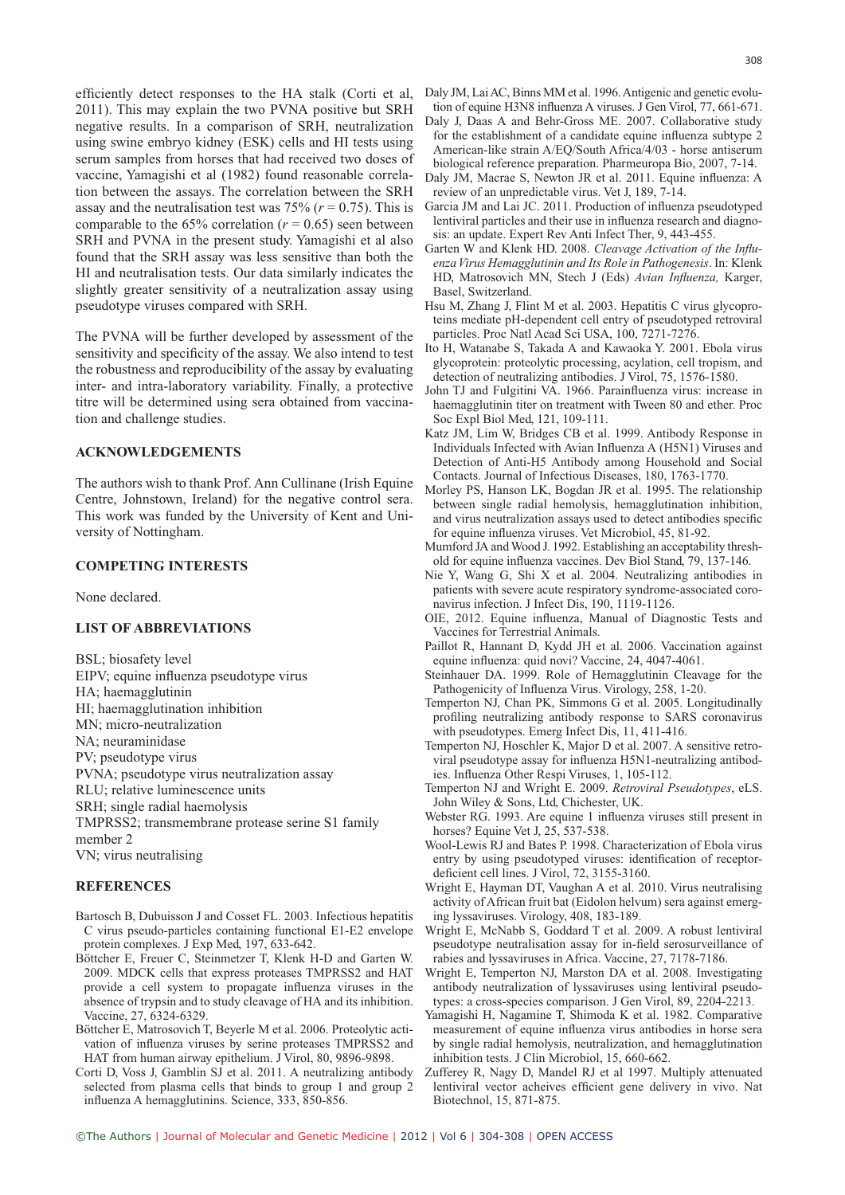efficiently detect responses to the HA stalk (Corti et al, 2011). This may explain the two PVNA positive but SRH negative results. In a comparison of SRH, neutralization using swine embryo kidney (ESK) cells and HI tests using serum samples from horses that had received two doses of vaccine, Yamagishi et al (1982) found reasonable correlation between the assays. The correlation between the SRH assay and the neutralisation test was 75% ($r = 0.75$). This is comparable to the 65% correlation ($r = 0.65$) seen between SRH and PVNA in the present study. Yamagishi et al also found that the SRH assay was less sensitive than both the HI and neutralisation tests. Our data similarly indicates the slightly greater sensitivity of a neutralization assay using pseudotype viruses compared with SRH.

The PVNA will be further developed by assessment of the sensitivity and specificity of the assay. We also intend to test the robustness and reproducibility of the assay by evaluating inter- and intra-laboratory variability. Finally, a protective titre will be determined using sera obtained from vaccination and challenge studies.

## ACKNOWLEDGEMENTS

The authors wish to thank Prof. Ann Cullinane (Irish Equine Centre, Johnstown, Ireland) for the negative control sera. This work was funded by the University of Kent and University of Nottingham.

## COMPETING INTERESTS

None declared.

## LIST OF ABBREVIATIONS

BSL; biosafety level
EIPV; equine influenza pseudotype virus
HA; haemagglutinin
HI; haemagglutination inhibition
MN; micro-neutralization
NA; neuraminidase
PV; pseudotype virus
PVNA; pseudotype virus neutralization assay
RLU; relative luminescence units
SRH; single radial haemolysis
TMPRSS2; transmembrane protease serine S1 family member 2
VN; virus neutralising

## REFERENCES

Bartosch B, Dubuisson J and Cosset FL. 2003. Infectious hepatitis C virus pseudo-particles containing functional E1-E2 envelope protein complexes. J Exp Med, 197, 633-642.

Böttcher E, Freuer C, Steinmetzer T, Klenk H-D and Garten W. 2009. MDCK cells that express proteases TMPRSS2 and HAT provide a cell system to propagate influenza viruses in the absence of trypsin and to study cleavage of HA and its inhibition. Vaccine, 27, 6324-6329.

Böttcher E, Matrosovich T, Beyerle M et al. 2006. Proteolytic activation of influenza viruses by serine proteases TMPRSS2 and HAT from human airway epithelium. J Virol, 80, 9896-9898.

Corti D, Voss J, Gamblin SJ et al. 2011. A neutralizing antibody selected from plasma cells that binds to group 1 and group 2 influenza A hemagglutinins. Science, 333, 850-856.

Daly JM, Lai AC, Binns MM et al. 1996. Antigenic and genetic evolution of equine H3N8 influenza A viruses. J Gen Virol, 77, 661-671.

Daly J, Daas A and Behr-Gross ME. 2007. Collaborative study for the establishment of a candidate equine influenza subtype 2 American-like strain A/EQ/South Africa/4/03 - horse antiserum biological reference preparation. Pharmeuropa Bio, 2007, 7-14.

Daly JM, Macrae S, Newton JR et al. 2011. Equine influenza: A review of an unpredictable virus. Vet J, 189, 7-14.

Garcia JM and Lai JC. 2011. Production of influenza pseudotyped lentiviral particles and their use in influenza research and diagnosis: an update. Expert Rev Anti Infect Ther, 9, 443-455.

Garten W and Klenk HD. 2008. *Cleavage Activation of the Influenza Virus Hemagglutinin and Its Role in Pathogenesis*. In: Klenk HD, Matrosovich MN, Stech J (Eds) *Avian Influenza,* Karger, Basel, Switzerland.

Hsu M, Zhang J, Flint M et al. 2003. Hepatitis C virus glycoproteins mediate pH-dependent cell entry of pseudotyped retroviral particles. Proc Natl Acad Sci USA, 100, 7271-7276.

Ito H, Watanabe S, Takada A and Kawaoka Y. 2001. Ebola virus glycoprotein: proteolytic processing, acylation, cell tropism, and detection of neutralizing antibodies. J Virol, 75, 1576-1580.

John TJ and Fulgitini VA. 1966. Parainfluenza virus: increase in haemagglutinin titer on treatment with Tween 80 and ether. Proc Soc Expl Biol Med, 121, 109-111.

Katz JM, Lim W, Bridges CB et al. 1999. Antibody Response in Individuals Infected with Avian Influenza A (H5N1) Viruses and Detection of Anti-H5 Antibody among Household and Social Contacts. Journal of Infectious Diseases, 180, 1763-1770.

Morley PS, Hanson LK, Bogdan JR et al. 1995. The relationship between single radial hemolysis, hemagglutination inhibition, and virus neutralization assays used to detect antibodies specific for equine influenza viruses. Vet Microbiol, 45, 81-92.

Mumford JA and Wood J. 1992. Establishing an acceptability threshold for equine influenza vaccines. Dev Biol Stand, 79, 137-146.

Nie Y, Wang G, Shi X et al. 2004. Neutralizing antibodies in patients with severe acute respiratory syndrome-associated coronavirus infection. J Infect Dis, 190, 1119-1126.

OIE, 2012. Equine influenza, Manual of Diagnostic Tests and Vaccines for Terrestrial Animals.

Paillot R, Hannant D, Kydd JH et al. 2006. Vaccination against equine influenza: quid novi? Vaccine, 24, 4047-4061.

Steinhauer DA. 1999. Role of Hemagglutinin Cleavage for the Pathogenicity of Influenza Virus. Virology, 258, 1-20.

Temperton NJ, Chan PK, Simmons G et al. 2005. Longitudinally profiling neutralizing antibody response to SARS coronavirus with pseudotypes. Emerg Infect Dis, 11, 411-416.

Temperton NJ, Hoschler K, Major D et al. 2007. A sensitive retroviral pseudotype assay for influenza H5N1-neutralizing antibodies. Influenza Other Respi Viruses, 1, 105-112.

Temperton NJ and Wright E. 2009. *Retroviral Pseudotypes*, eLS. John Wiley & Sons, Ltd, Chichester, UK.

Webster RG. 1993. Are equine 1 influenza viruses still present in horses? Equine Vet J, 25, 537-538.

Wool-Lewis RJ and Bates P. 1998. Characterization of Ebola virus entry by using pseudotyped viruses: identification of receptor-deficient cell lines. J Virol, 72, 3155-3160.

Wright E, Hayman DT, Vaughan A et al. 2010. Virus neutralising activity of African fruit bat (Eidolon helvum) sera against emerging lyssaviruses. Virology, 408, 183-189.

Wright E, McNabb S, Goddard T et al. 2009. A robust lentiviral pseudotype neutralisation assay for in-field serosurveillance of rabies and lyssaviruses in Africa. Vaccine, 27, 7178-7186.

Wright E, Temperton NJ, Marston DA et al. 2008. Investigating antibody neutralization of lyssaviruses using lentiviral pseudotypes: a cross-species comparison. J Gen Virol, 89, 2204-2213.

Yamagishi H, Nagamine T, Shimoda K et al. 1982. Comparative measurement of equine influenza virus antibodies in horse sera by single radial hemolysis, neutralization, and hemagglutination inhibition tests. J Clin Microbiol, 15, 660-662.

Zufferey R, Nagy D, Mandel RJ et al 1997. Multiply attenuated lentiviral vector acheives efficient gene delivery in vivo. Nat Biotechnol, 15, 871-875.